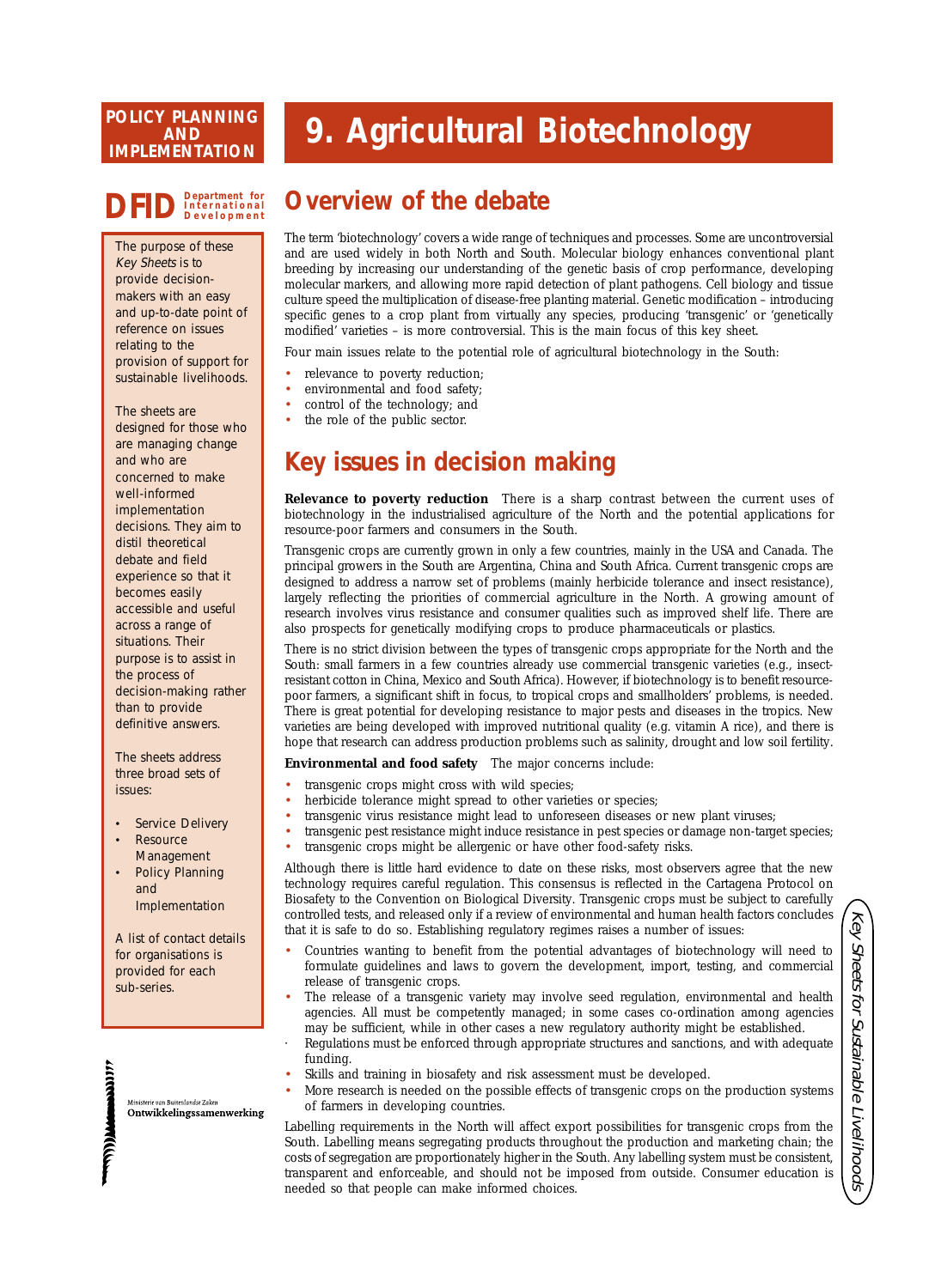POLICY PLANNING AND IMPLEMENTATION

DFID Department for International Development

The purpose of these *Key Sheets* is to provide decision-makers with an easy and up-to-date point of reference on issues relating to the provision of support for sustainable livelihoods.

The sheets are designed for those who are managing change and who are concerned to make well-informed implementation decisions. They aim to distil theoretical debate and field experience so that it becomes easily accessible and useful across a range of situations. Their purpose is to assist in the process of decision-making rather than to provide definitive answers.

The sheets address three broad sets of issues:

- Service Delivery
- Resource Management
- Policy Planning and Implementation

A list of contact details for organisations is provided for each sub-series.

Ministerie van Buitenlandse Zaken
Ontwikkelingssamenwerking

# 9. Agricultural Biotechnology

## Overview of the debate

The term 'biotechnology' covers a wide range of techniques and processes. Some are uncontroversial and are used widely in both North and South. Molecular biology enhances conventional plant breeding by increasing our understanding of the genetic basis of crop performance, developing molecular markers, and allowing more rapid detection of plant pathogens. Cell biology and tissue culture speed the multiplication of disease-free planting material. Genetic modification – introducing specific genes to a crop plant from virtually any species, producing 'transgenic' or 'genetically modified' varieties – is more controversial. This is the main focus of this key sheet.

Four main issues relate to the potential role of agricultural biotechnology in the South:

- relevance to poverty reduction;
- environmental and food safety;
- control of the technology; and
- the role of the public sector.

## Key issues in decision making

**Relevance to poverty reduction** There is a sharp contrast between the current uses of biotechnology in the industrialised agriculture of the North and the potential applications for resource-poor farmers and consumers in the South.

Transgenic crops are currently grown in only a few countries, mainly in the USA and Canada. The principal growers in the South are Argentina, China and South Africa. Current transgenic crops are designed to address a narrow set of problems (mainly herbicide tolerance and insect resistance), largely reflecting the priorities of commercial agriculture in the North. A growing amount of research involves virus resistance and consumer qualities such as improved shelf life. There are also prospects for genetically modifying crops to produce pharmaceuticals or plastics.

There is no strict division between the types of transgenic crops appropriate for the North and the South: small farmers in a few countries already use commercial transgenic varieties (e.g., insect-resistant cotton in China, Mexico and South Africa). However, if biotechnology is to benefit resource-poor farmers, a significant shift in focus, to tropical crops and smallholders' problems, is needed. There is great potential for developing resistance to major pests and diseases in the tropics. New varieties are being developed with improved nutritional quality (e.g. vitamin A rice), and there is hope that research can address production problems such as salinity, drought and low soil fertility.

**Environmental and food safety** The major concerns include:

- transgenic crops might cross with wild species;
- herbicide tolerance might spread to other varieties or species;
- transgenic virus resistance might lead to unforeseen diseases or new plant viruses;
- transgenic pest resistance might induce resistance in pest species or damage non-target species;
- transgenic crops might be allergenic or have other food-safety risks.

Although there is little hard evidence to date on these risks, most observers agree that the new technology requires careful regulation. This consensus is reflected in the Cartagena Protocol on Biosafety to the Convention on Biological Diversity. Transgenic crops must be subject to carefully controlled tests, and released only if a review of environmental and human health factors concludes that it is safe to do so. Establishing regulatory regimes raises a number of issues:

- Countries wanting to benefit from the potential advantages of biotechnology will need to formulate guidelines and laws to govern the development, import, testing, and commercial release of transgenic crops.
- The release of a transgenic variety may involve seed regulation, environmental and health agencies. All must be competently managed; in some cases co-ordination among agencies may be sufficient, while in other cases a new regulatory authority might be established.
- Regulations must be enforced through appropriate structures and sanctions, and with adequate funding.
- Skills and training in biosafety and risk assessment must be developed.
- More research is needed on the possible effects of transgenic crops on the production systems of farmers in developing countries.

Labelling requirements in the North will affect export possibilities for transgenic crops from the South. Labelling means segregating products throughout the production and marketing chain; the costs of segregation are proportionately higher in the South. Any labelling system must be consistent, transparent and enforceable, and should not be imposed from outside. Consumer education is needed so that people can make informed choices.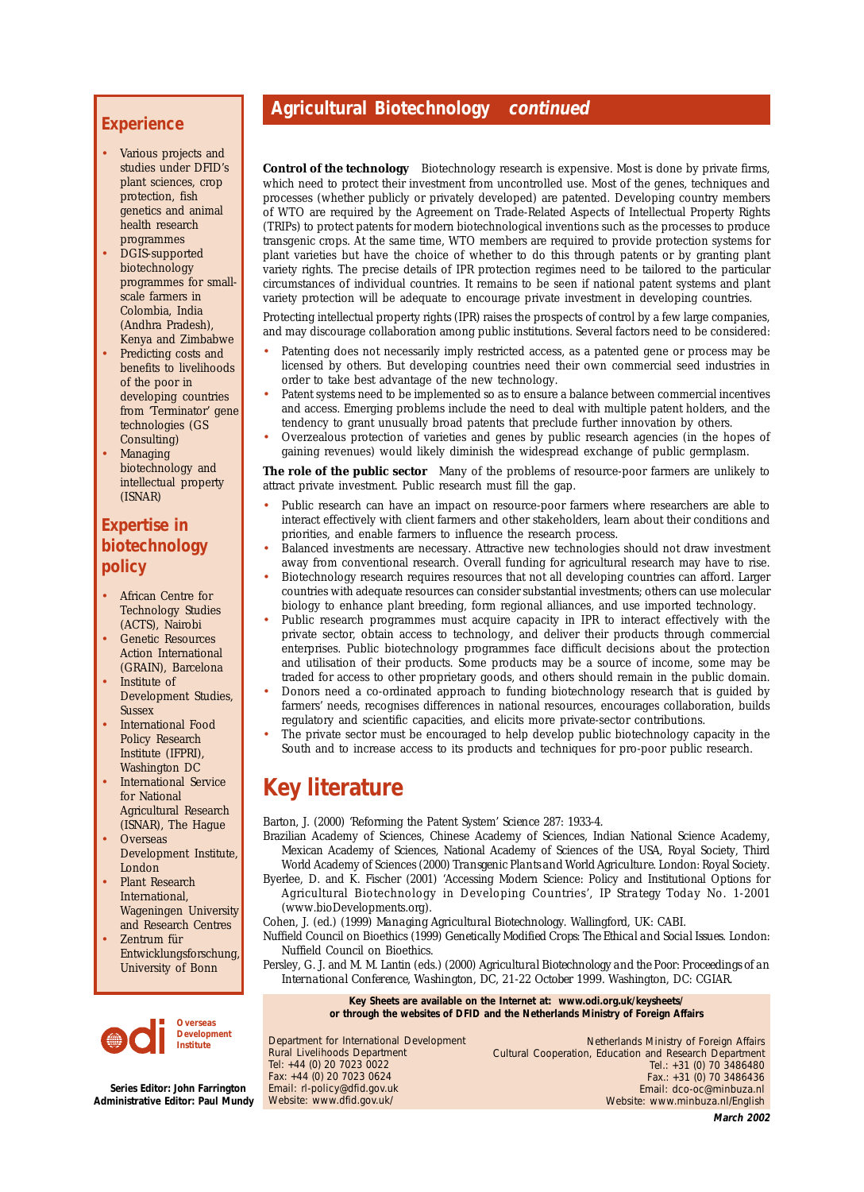## Experience

- Various projects and studies under DFID's plant sciences, crop protection, fish genetics and animal health research programmes
- DGIS-supported biotechnology programmes for small-scale farmers in Colombia, India (Andhra Pradesh), Kenya and Zimbabwe
- Predicting costs and benefits to livelihoods of the poor in developing countries from 'Terminator' gene technologies (GS Consulting)
- Managing biotechnology and intellectual property (ISNAR)

## Expertise in biotechnology policy

- African Centre for Technology Studies (ACTS), Nairobi
- Genetic Resources Action International (GRAIN), Barcelona
- Institute of Development Studies, Sussex
- International Food Policy Research Institute (IFPRI), Washington DC
- International Service for National Agricultural Research (ISNAR), The Hague
- Overseas Development Institute, London
- Plant Research International, Wageningen University and Research Centres
- Zentrum für Entwicklungsforschung, University of Bonn

## Agricultural Biotechnology *continued*

**Control of the technology** Biotechnology research is expensive. Most is done by private firms, which need to protect their investment from uncontrolled use. Most of the genes, techniques and processes (whether publicly or privately developed) are patented. Developing country members of WTO are required by the Agreement on Trade-Related Aspects of Intellectual Property Rights (TRIPs) to protect patents for modern biotechnological inventions such as the processes to produce transgenic crops. At the same time, WTO members are required to provide protection systems for plant varieties but have the choice of whether to do this through patents or by granting plant variety rights. The precise details of IPR protection regimes need to be tailored to the particular circumstances of individual countries. It remains to be seen if national patent systems and plant variety protection will be adequate to encourage private investment in developing countries.

Protecting intellectual property rights (IPR) raises the prospects of control by a few large companies, and may discourage collaboration among public institutions. Several factors need to be considered:

- Patenting does not necessarily imply restricted access, as a patented gene or process may be licensed by others. But developing countries need their own commercial seed industries in order to take best advantage of the new technology.
- Patent systems need to be implemented so as to ensure a balance between commercial incentives and access. Emerging problems include the need to deal with multiple patent holders, and the tendency to grant unusually broad patents that preclude further innovation by others.
- Overzealous protection of varieties and genes by public research agencies (in the hopes of gaining revenues) would likely diminish the widespread exchange of public germplasm.

**The role of the public sector** Many of the problems of resource-poor farmers are unlikely to attract private investment. Public research must fill the gap.

- Public research can have an impact on resource-poor farmers where researchers are able to interact effectively with client farmers and other stakeholders, learn about their conditions and priorities, and enable farmers to influence the research process.
- Balanced investments are necessary. Attractive new technologies should not draw investment away from conventional research. Overall funding for agricultural research may have to rise.
- Biotechnology research requires resources that not all developing countries can afford. Larger countries with adequate resources can consider substantial investments; others can use molecular biology to enhance plant breeding, form regional alliances, and use imported technology.
- Public research programmes must acquire capacity in IPR to interact effectively with the private sector, obtain access to technology, and deliver their products through commercial enterprises. Public biotechnology programmes face difficult decisions about the protection and utilisation of their products. Some products may be a source of income, some may be traded for access to other proprietary goods, and others should remain in the public domain.
- Donors need a co-ordinated approach to funding biotechnology research that is guided by farmers' needs, recognises differences in national resources, encourages collaboration, builds regulatory and scientific capacities, and elicits more private-sector contributions.
- The private sector must be encouraged to help develop public biotechnology capacity in the South and to increase access to its products and techniques for pro-poor public research.

# Key literature

Barton, J. (2000) 'Reforming the Patent System' Science 287: 1933-4.

Brazilian Academy of Sciences, Chinese Academy of Sciences, Indian National Science Academy, Mexican Academy of Sciences, National Academy of Sciences of the USA, Royal Society, Third World Academy of Sciences (2000) *Transgenic Plants and World Agriculture*. London: Royal Society.

Byerlee, D. and K. Fischer (2001) 'Accessing Modern Science: Policy and Institutional Options for Agricultural Biotechnology in Developing Countries', IP Strategy Today No. 1-2001 (www.bioDevelopments.org).

Cohen, J. (ed.) (1999) *Managing Agricultural Biotechnology*. Wallingford, UK: CABI.

Nuffield Council on Bioethics (1999) *Genetically Modified Crops: The Ethical and Social Issues*. London: Nuffield Council on Bioethics.

Persley, G. J. and M. M. Lantin (eds.) (2000) *Agricultural Biotechnology and the Poor: Proceedings of an International Conference, Washington, DC, 21-22 October 1999*. Washington, DC: CGIAR.

**Key Sheets are available on the Internet at: www.odi.org.uk/keysheets/**
**or through the websites of DFID and the Netherlands Ministry of Foreign Affairs**

Department for International Development
Rural Livelihoods Department
Tel: +44 (0) 20 7023 0022
Fax: +44 (0) 20 7023 0624
Email: rl-policy@dfid.gov.uk
Website: www.dfid.gov.uk/

Netherlands Ministry of Foreign Affairs
Cultural Cooperation, Education and Research Department
Tel.: +31 (0) 70 3486480
Fax.: +31 (0) 70 3486436
Email: dco-oc@minbuza.nl
Website: www.minbuza.nl/English

Overseas Development Institute

**Series Editor: John Farrington**
**Administrative Editor: Paul Mundy**

*March 2002*